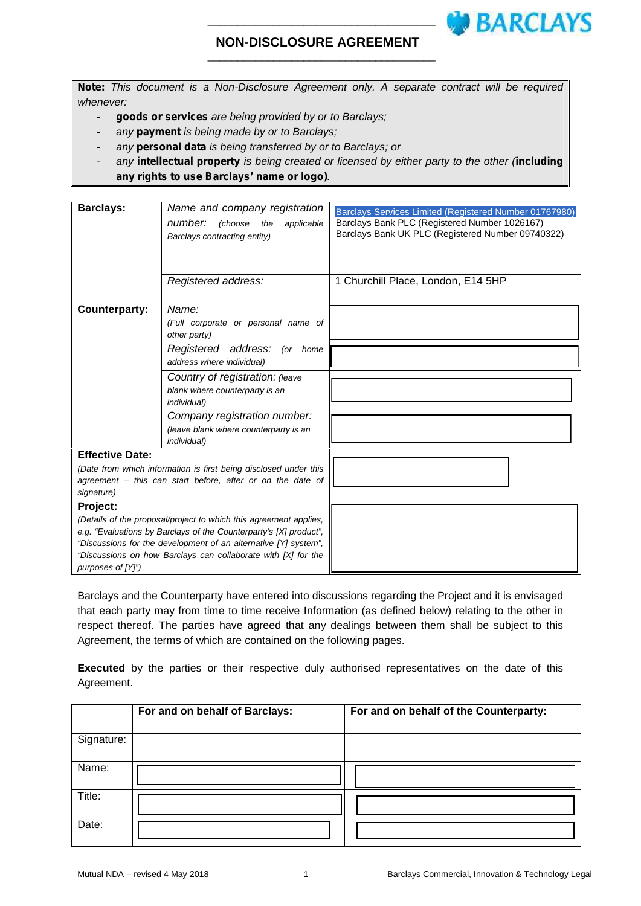# NON-DISCLOSURE AGREEMENT

**Note:** *This document is a Non-Disclosure Agreement only. A separate contract will be required whenever:*

- **goods or services** *are being provided by or to Barclays;*
- *any* **payment** *is being made by or to Barclays;*
- *any* **personal data** *is being transferred by or to Barclays; or*
- *any* **intellectual property** *is being created or licensed by either party to the other (***including any rights to use Barclays' name or logo***).*

| | | |
|---|---|---|
| **Barclays:** | *Name and company registration number: (choose the applicable Barclays contracting entity)* | Barclays Services Limited (Registered Number 01767980)<br>Barclays Bank PLC (Registered Number 1026167)<br>Barclays Bank UK PLC (Registered Number 09740322) |
| | *Registered address:* | 1 Churchill Place, London, E14 5HP |
| **Counterparty:** | *Name: (Full corporate or personal name of other party)* | |
| | *Registered address: (or home address where individual)* | |
| | *Country of registration: (leave blank where counterparty is an individual)* | |
| | *Company registration number: (leave blank where counterparty is an individual)* | |
| **Effective Date:** *(Date from which information is first being disclosed under this agreement – this can start before, after or on the date of signature)* | | |
| **Project:** *(Details of the proposal/project to which this agreement applies, e.g. "Evaluations by Barclays of the Counterparty's [X] product", "Discussions for the development of an alternative [Y] system", "Discussions on how Barclays can collaborate with [X] for the purposes of [Y]")* | | |

Barclays and the Counterparty have entered into discussions regarding the Project and it is envisaged that each party may from time to time receive Information (as defined below) relating to the other in respect thereof. The parties have agreed that any dealings between them shall be subject to this Agreement, the terms of which are contained on the following pages.

**Executed** by the parties or their respective duly authorised representatives on the date of this Agreement.

| | **For and on behalf of Barclays:** | **For and on behalf of the Counterparty:** |
|---|---|---|
| Signature: | | |
| Name: | | |
| Title: | | |
| Date: | | |

Mutual NDA – revised 4 May 2018 | Barclays Commercial, Innovation & Technology Legal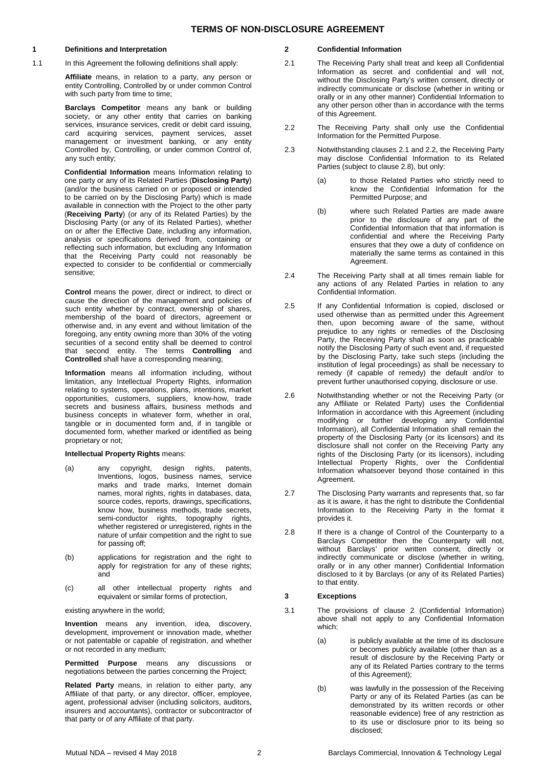# TERMS OF NON-DISCLOSURE AGREEMENT

## 1 Definitions and Interpretation

1.1 In this Agreement the following definitions shall apply:

**Affiliate** means, in relation to a party, any person or entity Controlling, Controlled by or under common Control with such party from time to time;

**Barclays Competitor** means any bank or building society, or any other entity that carries on banking services, insurance services, credit or debit card issuing, card acquiring services, payment services, asset management or investment banking, or any entity Controlled by, Controlling, or under common Control of, any such entity;

**Confidential Information** means Information relating to one party or any of its Related Parties (**Disclosing Party**) (and/or the business carried on or proposed or intended to be carried on by the Disclosing Party) which is made available in connection with the Project to the other party (**Receiving Party**) (or any of its Related Parties) by the Disclosing Party (or any of its Related Parties), whether on or after the Effective Date, including any information, analysis or specifications derived from, containing or reflecting such information, but excluding any Information that the Receiving Party could not reasonably be expected to consider to be confidential or commercially sensitive;

**Control** means the power, direct or indirect, to direct or cause the direction of the management and policies of such entity whether by contract, ownership of shares, membership of the board of directors, agreement or otherwise and, in any event and without limitation of the foregoing, any entity owning more than 30% of the voting securities of a second entity shall be deemed to control that second entity. The terms **Controlling** and **Controlled** shall have a corresponding meaning;

**Information** means all information including, without limitation, any Intellectual Property Rights, information relating to systems, operations, plans, intentions, market opportunities, customers, suppliers, know-how, trade secrets and business affairs, business methods and business concepts in whatever form, whether in oral, tangible or in documented form and, if in tangible or documented form, whether marked or identified as being proprietary or not;

**Intellectual Property Rights** means:

(a) any copyright, design rights, patents, Inventions, logos, business names, service marks and trade marks, Internet domain names, moral rights, rights in databases, data, source codes, reports, drawings, specifications, know how, business methods, trade secrets, semi-conductor rights, topography rights, whether registered or unregistered, rights in the nature of unfair competition and the right to sue for passing off;

(b) applications for registration and the right to apply for registration for any of these rights; and

(c) all other intellectual property rights and equivalent or similar forms of protection,

existing anywhere in the world;

**Invention** means any invention, idea, discovery, development, improvement or innovation made, whether or not patentable or capable of registration, and whether or not recorded in any medium;

**Permitted Purpose** means any discussions or negotiations between the parties concerning the Project;

**Related Party** means, in relation to either party, any Affiliate of that party, or any director, officer, employee, agent, professional adviser (including solicitors, auditors, insurers and accountants), contractor or subcontractor of that party or of any Affiliate of that party.

## 2 Confidential Information

2.1 The Receiving Party shall treat and keep all Confidential Information as secret and confidential and will not, without the Disclosing Party's written consent, directly or indirectly communicate or disclose (whether in writing or orally or in any other manner) Confidential Information to any other person other than in accordance with the terms of this Agreement.

2.2 The Receiving Party shall only use the Confidential Information for the Permitted Purpose.

2.3 Notwithstanding clauses 2.1 and 2.2, the Receiving Party may disclose Confidential Information to its Related Parties (subject to clause 2.8), but only:

(a) to those Related Parties who strictly need to know the Confidential Information for the Permitted Purpose; and

(b) where such Related Parties are made aware prior to the disclosure of any part of the Confidential Information that that information is confidential and where the Receiving Party ensures that they owe a duty of confidence on materially the same terms as contained in this Agreement.

2.4 The Receiving Party shall at all times remain liable for any actions of any Related Parties in relation to any Confidential Information.

2.5 If any Confidential Information is copied, disclosed or used otherwise than as permitted under this Agreement then, upon becoming aware of the same, without prejudice to any rights or remedies of the Disclosing Party, the Receiving Party shall as soon as practicable notify the Disclosing Party of such event and, if requested by the Disclosing Party, take such steps (including the institution of legal proceedings) as shall be necessary to remedy (if capable of remedy) the default and/or to prevent further unauthorised copying, disclosure or use.

2.6 Notwithstanding whether or not the Receiving Party (or any Affiliate or Related Party) uses the Confidential Information in accordance with this Agreement (including modifying or further developing any Confidential Information), all Confidential Information shall remain the property of the Disclosing Party (or its licensors) and its disclosure shall not confer on the Receiving Party any rights of the Disclosing Party (or its licensors), including Intellectual Property Rights, over the Confidential Information whatsoever beyond those contained in this Agreement.

2.7 The Disclosing Party warrants and represents that, so far as it is aware, it has the right to distribute the Confidential Information to the Receiving Party in the format it provides it.

2.8 If there is a change of Control of the Counterparty to a Barclays Competitor then the Counterparty will not, without Barclays' prior written consent, directly or indirectly communicate or disclose (whether in writing, orally or in any other manner) Confidential Information disclosed to it by Barclays (or any of its Related Parties) to that entity.

## 3 Exceptions

3.1 The provisions of clause 2 (Confidential Information) above shall not apply to any Confidential Information which:

(a) is publicly available at the time of its disclosure or becomes publicly available (other than as a result of disclosure by the Receiving Party or any of its Related Parties contrary to the terms of this Agreement);

(b) was lawfully in the possession of the Receiving Party or any of its Related Parties (as can be demonstrated by its written records or other reasonable evidence) free of any restriction as to its use or disclosure prior to its being so disclosed;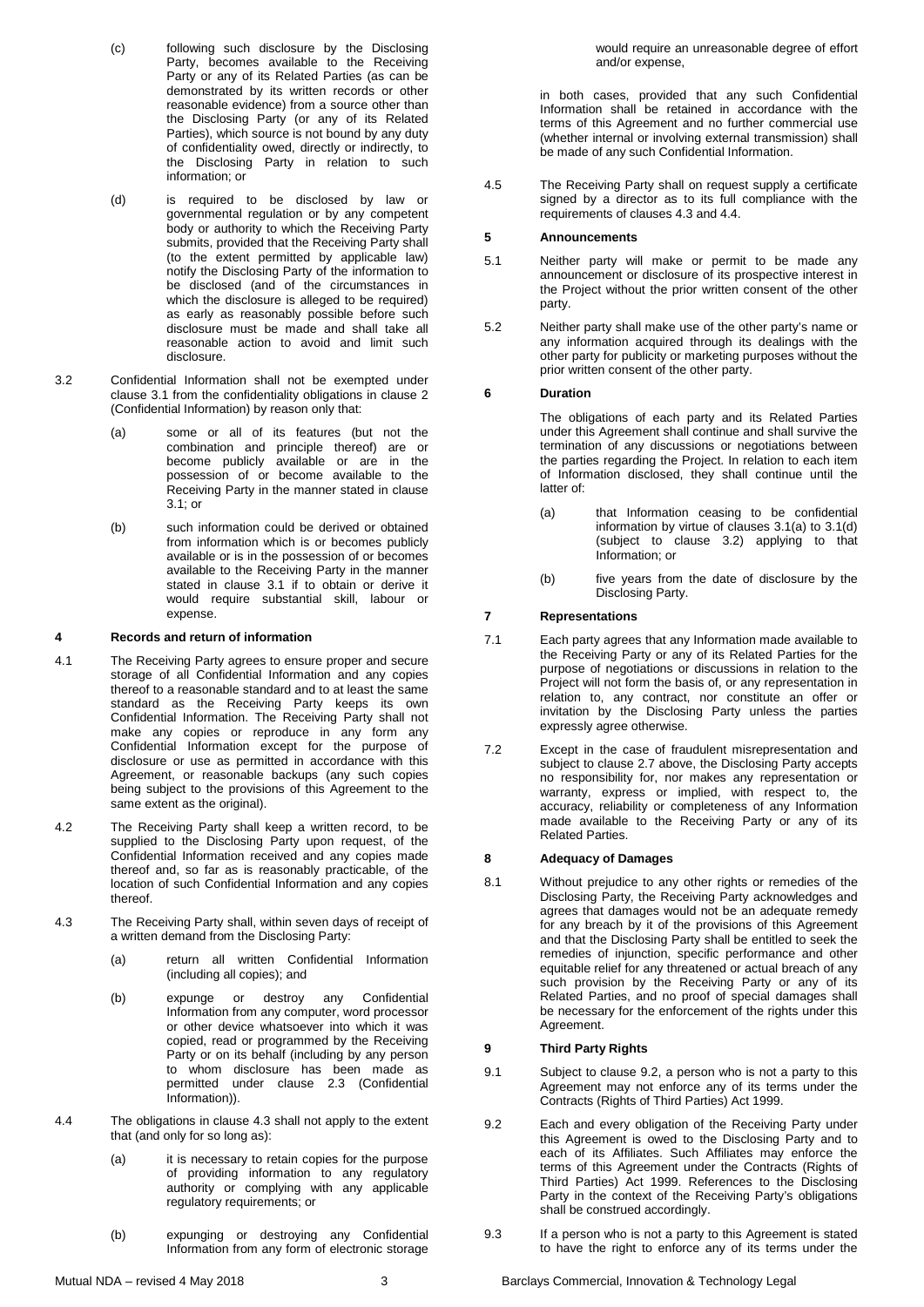(c) following such disclosure by the Disclosing Party, becomes available to the Receiving Party or any of its Related Parties (as can be demonstrated by its written records or other reasonable evidence) from a source other than the Disclosing Party (or any of its Related Parties), which source is not bound by any duty of confidentiality owed, directly or indirectly, to the Disclosing Party in relation to such information; or

(d) is required to be disclosed by law or governmental regulation or by any competent body or authority to which the Receiving Party submits, provided that the Receiving Party shall (to the extent permitted by applicable law) notify the Disclosing Party of the information to be disclosed (and of the circumstances in which the disclosure is alleged to be required) as early as reasonably possible before such disclosure must be made and shall take all reasonable action to avoid and limit such disclosure.

3.2 Confidential Information shall not be exempted under clause 3.1 from the confidentiality obligations in clause 2 (Confidential Information) by reason only that:

(a) some or all of its features (but not the combination and principle thereof) are or become publicly available or are in the possession of or become available to the Receiving Party in the manner stated in clause 3.1; or

(b) such information could be derived or obtained from information which is or becomes publicly available or is in the possession of or becomes available to the Receiving Party in the manner stated in clause 3.1 if to obtain or derive it would require substantial skill, labour or expense.

## 4 Records and return of information

4.1 The Receiving Party agrees to ensure proper and secure storage of all Confidential Information and any copies thereof to a reasonable standard and to at least the same standard as the Receiving Party keeps its own Confidential Information. The Receiving Party shall not make any copies or reproduce in any form any Confidential Information except for the purpose of disclosure or use as permitted in accordance with this Agreement, or reasonable backups (any such copies being subject to the provisions of this Agreement to the same extent as the original).

4.2 The Receiving Party shall keep a written record, to be supplied to the Disclosing Party upon request, of the Confidential Information received and any copies made thereof and, so far as is reasonably practicable, of the location of such Confidential Information and any copies thereof.

4.3 The Receiving Party shall, within seven days of receipt of a written demand from the Disclosing Party:

(a) return all written Confidential Information (including all copies); and

(b) expunge or destroy any Confidential Information from any computer, word processor or other device whatsoever into which it was copied, read or programmed by the Receiving Party or on its behalf (including by any person to whom disclosure has been made as permitted under clause 2.3 (Confidential Information)).

4.4 The obligations in clause 4.3 shall not apply to the extent that (and only for so long as):

(a) it is necessary to retain copies for the purpose of providing information to any regulatory authority or complying with any applicable regulatory requirements; or

(b) expunging or destroying any Confidential Information from any form of electronic storage would require an unreasonable degree of effort and/or expense,

in both cases, provided that any such Confidential Information shall be retained in accordance with the terms of this Agreement and no further commercial use (whether internal or involving external transmission) shall be made of any such Confidential Information.

4.5 The Receiving Party shall on request supply a certificate signed by a director as to its full compliance with the requirements of clauses 4.3 and 4.4.

## 5 Announcements

5.1 Neither party will make or permit to be made any announcement or disclosure of its prospective interest in the Project without the prior written consent of the other party.

5.2 Neither party shall make use of the other party's name or any information acquired through its dealings with the other party for publicity or marketing purposes without the prior written consent of the other party.

## 6 Duration

The obligations of each party and its Related Parties under this Agreement shall continue and shall survive the termination of any discussions or negotiations between the parties regarding the Project. In relation to each item of Information disclosed, they shall continue until the latter of:

(a) that Information ceasing to be confidential information by virtue of clauses 3.1(a) to 3.1(d) (subject to clause 3.2) applying to that Information; or

(b) five years from the date of disclosure by the Disclosing Party.

## 7 Representations

7.1 Each party agrees that any Information made available to the Receiving Party or any of its Related Parties for the purpose of negotiations or discussions in relation to the Project will not form the basis of, or any representation in relation to, any contract, nor constitute an offer or invitation by the Disclosing Party unless the parties expressly agree otherwise.

7.2 Except in the case of fraudulent misrepresentation and subject to clause 2.7 above, the Disclosing Party accepts no responsibility for, nor makes any representation or warranty, express or implied, with respect to, the accuracy, reliability or completeness of any Information made available to the Receiving Party or any of its Related Parties.

## 8 Adequacy of Damages

8.1 Without prejudice to any other rights or remedies of the Disclosing Party, the Receiving Party acknowledges and agrees that damages would not be an adequate remedy for any breach by it of the provisions of this Agreement and that the Disclosing Party shall be entitled to seek the remedies of injunction, specific performance and other equitable relief for any threatened or actual breach of any such provision by the Receiving Party or any of its Related Parties, and no proof of special damages shall be necessary for the enforcement of the rights under this Agreement.

## 9 Third Party Rights

9.1 Subject to clause 9.2, a person who is not a party to this Agreement may not enforce any of its terms under the Contracts (Rights of Third Parties) Act 1999.

9.2 Each and every obligation of the Receiving Party under this Agreement is owed to the Disclosing Party and to each of its Affiliates. Such Affiliates may enforce the terms of this Agreement under the Contracts (Rights of Third Parties) Act 1999. References to the Disclosing Party in the context of the Receiving Party's obligations shall be construed accordingly.

9.3 If a person who is not a party to this Agreement is stated to have the right to enforce any of its terms under the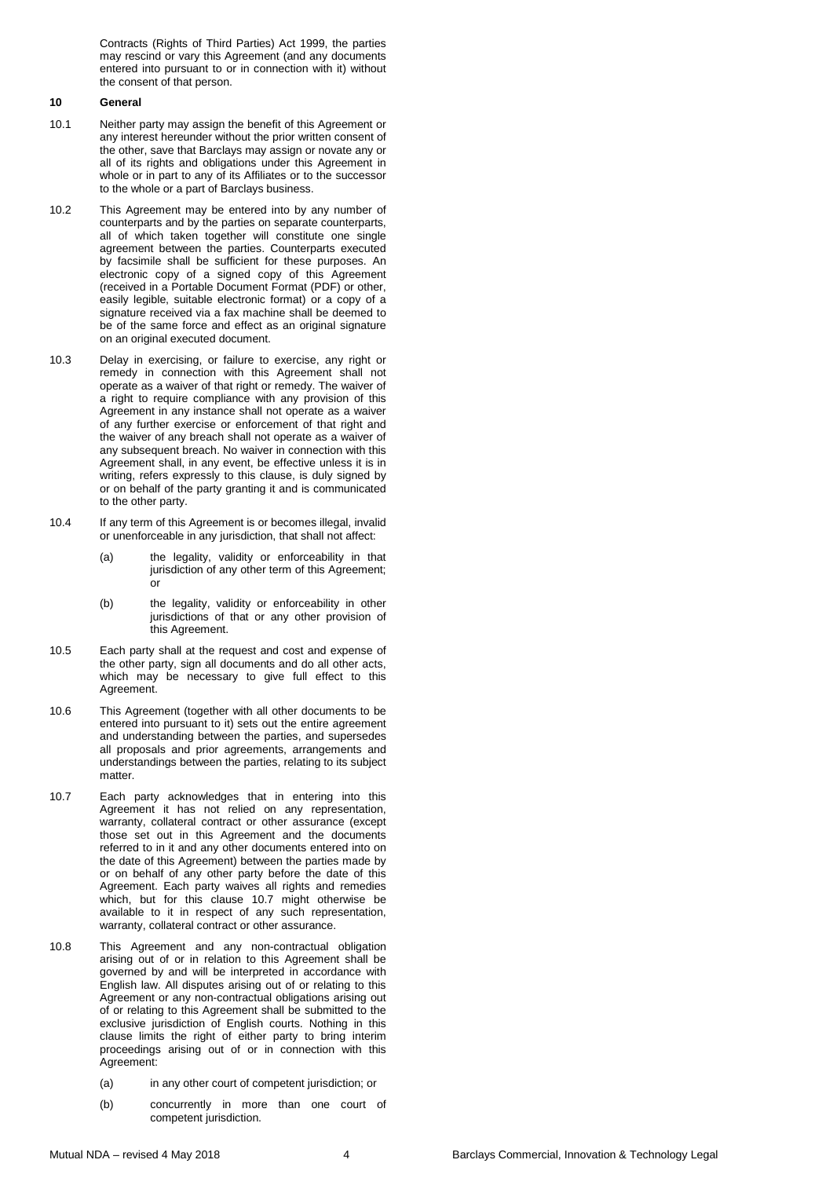Contracts (Rights of Third Parties) Act 1999, the parties may rescind or vary this Agreement (and any documents entered into pursuant to or in connection with it) without the consent of that person.

## 10 General

10.1 Neither party may assign the benefit of this Agreement or any interest hereunder without the prior written consent of the other, save that Barclays may assign or novate any or all of its rights and obligations under this Agreement in whole or in part to any of its Affiliates or to the successor to the whole or a part of Barclays business.

10.2 This Agreement may be entered into by any number of counterparts and by the parties on separate counterparts, all of which taken together will constitute one single agreement between the parties. Counterparts executed by facsimile shall be sufficient for these purposes. An electronic copy of a signed copy of this Agreement (received in a Portable Document Format (PDF) or other, easily legible, suitable electronic format) or a copy of a signature received via a fax machine shall be deemed to be of the same force and effect as an original signature on an original executed document.

10.3 Delay in exercising, or failure to exercise, any right or remedy in connection with this Agreement shall not operate as a waiver of that right or remedy. The waiver of a right to require compliance with any provision of this Agreement in any instance shall not operate as a waiver of any further exercise or enforcement of that right and the waiver of any breach shall not operate as a waiver of any subsequent breach. No waiver in connection with this Agreement shall, in any event, be effective unless it is in writing, refers expressly to this clause, is duly signed by or on behalf of the party granting it and is communicated to the other party.

10.4 If any term of this Agreement is or becomes illegal, invalid or unenforceable in any jurisdiction, that shall not affect:

(a) the legality, validity or enforceability in that jurisdiction of any other term of this Agreement; or

(b) the legality, validity or enforceability in other jurisdictions of that or any other provision of this Agreement.

10.5 Each party shall at the request and cost and expense of the other party, sign all documents and do all other acts, which may be necessary to give full effect to this Agreement.

10.6 This Agreement (together with all other documents to be entered into pursuant to it) sets out the entire agreement and understanding between the parties, and supersedes all proposals and prior agreements, arrangements and understandings between the parties, relating to its subject matter.

10.7 Each party acknowledges that in entering into this Agreement it has not relied on any representation, warranty, collateral contract or other assurance (except those set out in this Agreement and the documents referred to in it and any other documents entered into on the date of this Agreement) between the parties made by or on behalf of any other party before the date of this Agreement. Each party waives all rights and remedies which, but for this clause 10.7 might otherwise be available to it in respect of any such representation, warranty, collateral contract or other assurance.

10.8 This Agreement and any non-contractual obligation arising out of or in relation to this Agreement shall be governed by and will be interpreted in accordance with English law. All disputes arising out of or relating to this Agreement or any non-contractual obligations arising out of or relating to this Agreement shall be submitted to the exclusive jurisdiction of English courts. Nothing in this clause limits the right of either party to bring interim proceedings arising out of or in connection with this Agreement:

(a) in any other court of competent jurisdiction; or

(b) concurrently in more than one court of competent jurisdiction.